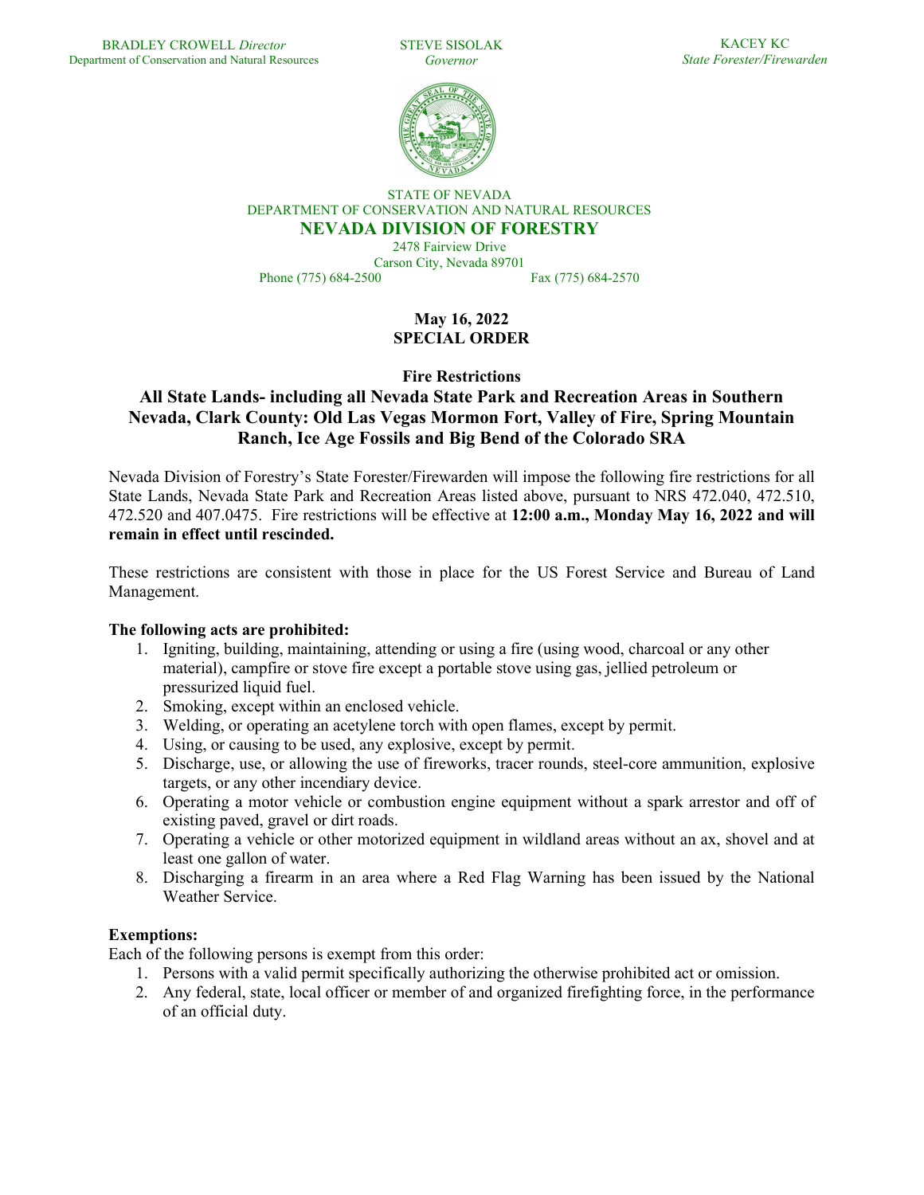BRADLEY CROWELL *Director*
Department of Conservation and Natural Resources

STEVE SISOLAK
*Governor*

KACEY KC
*State Forester/Firewarden*

STATE OF NEVADA
DEPARTMENT OF CONSERVATION AND NATURAL RESOURCES

# NEVADA DIVISION OF FORESTRY

2478 Fairview Drive
Carson City, Nevada 89701
Phone (775) 684-2500 Fax (775) 684-2570

**May 16, 2022**
**SPECIAL ORDER**

**Fire Restrictions**

## All State Lands- including all Nevada State Park and Recreation Areas in Southern Nevada, Clark County: Old Las Vegas Mormon Fort, Valley of Fire, Spring Mountain Ranch, Ice Age Fossils and Big Bend of the Colorado SRA

Nevada Division of Forestry's State Forester/Firewarden will impose the following fire restrictions for all State Lands, Nevada State Park and Recreation Areas listed above, pursuant to NRS 472.040, 472.510, 472.520 and 407.0475. Fire restrictions will be effective at **12:00 a.m., Monday May 16, 2022 and will remain in effect until rescinded.**

These restrictions are consistent with those in place for the US Forest Service and Bureau of Land Management.

**The following acts are prohibited:**

1. Igniting, building, maintaining, attending or using a fire (using wood, charcoal or any other material), campfire or stove fire except a portable stove using gas, jellied petroleum or pressurized liquid fuel.
2. Smoking, except within an enclosed vehicle.
3. Welding, or operating an acetylene torch with open flames, except by permit.
4. Using, or causing to be used, any explosive, except by permit.
5. Discharge, use, or allowing the use of fireworks, tracer rounds, steel-core ammunition, explosive targets, or any other incendiary device.
6. Operating a motor vehicle or combustion engine equipment without a spark arrestor and off of existing paved, gravel or dirt roads.
7. Operating a vehicle or other motorized equipment in wildland areas without an ax, shovel and at least one gallon of water.
8. Discharging a firearm in an area where a Red Flag Warning has been issued by the National Weather Service.

**Exemptions:**

Each of the following persons is exempt from this order:

1. Persons with a valid permit specifically authorizing the otherwise prohibited act or omission.
2. Any federal, state, local officer or member of and organized firefighting force, in the performance of an official duty.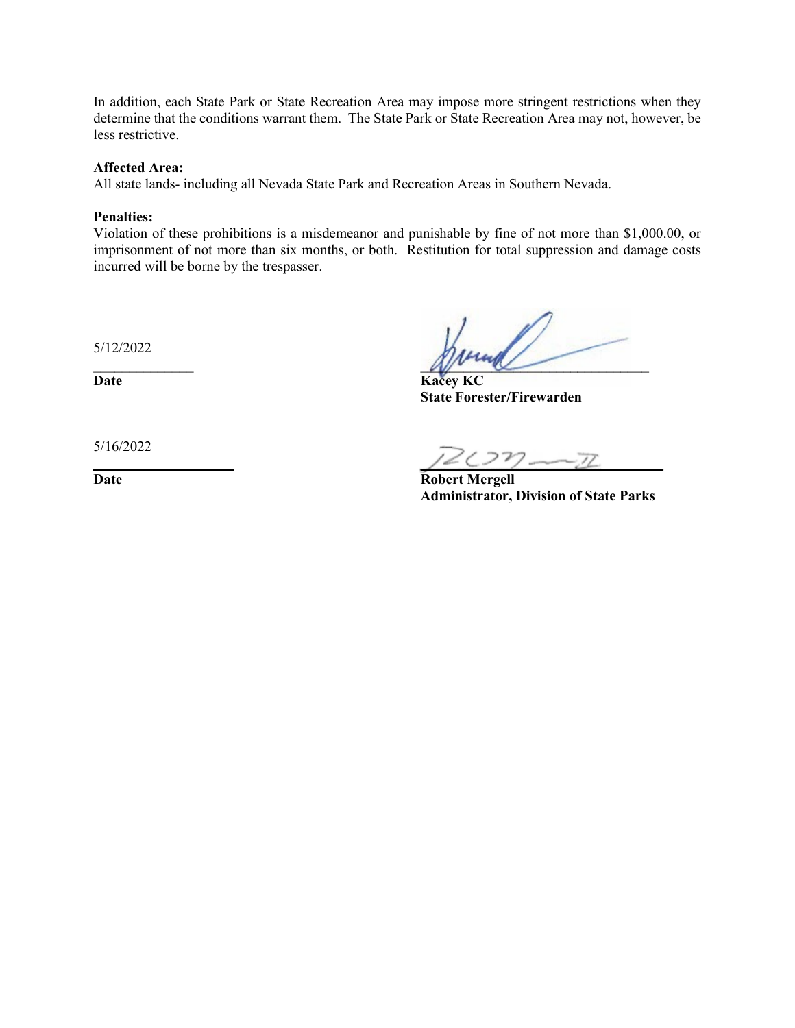In addition, each State Park or State Recreation Area may impose more stringent restrictions when they determine that the conditions warrant them. The State Park or State Recreation Area may not, however, be less restrictive.

**Affected Area:**
All state lands- including all Nevada State Park and Recreation Areas in Southern Nevada.

**Penalties:**
Violation of these prohibitions is a misdemeanor and punishable by fine of not more than $1,000.00, or imprisonment of not more than six months, or both. Restitution for total suppression and damage costs incurred will be borne by the trespasser.

5/12/2022
**Date**

**Kacey KC**
**State Forester/Firewarden**

5/16/2022
**Date**

**Robert Mergell**
**Administrator, Division of State Parks**